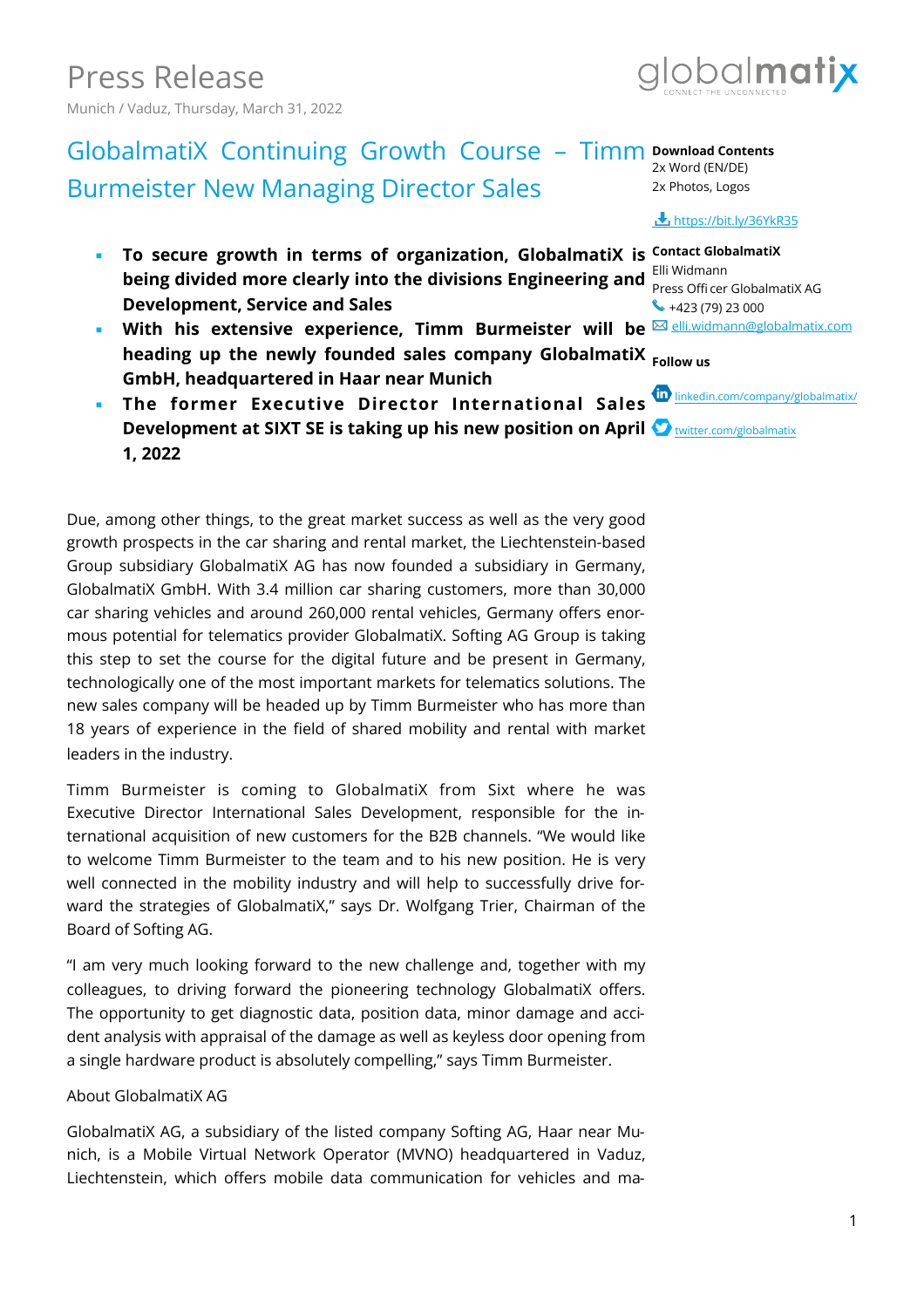# Press Release

Munich / Vaduz, Thursday, March 31, 2022

## GlobalmatiX Continuing Growth Course – Timm Burmeister New Managing Director Sales

- **To secure growth in terms of organization, GlobalmatiX is being divided more clearly into the divisions Engineering and Development, Service and Sales**
- **With his extensive experience, Timm Burmeister will be heading up the newly founded sales company GlobalmatiX GmbH, headquartered in Haar near Munich**
- **The former Executive Director International Sales Development at SIXT SE is taking up his new position on April 1, 2022**

**Download Contents**
2x Word (EN/DE)
2x Photos, Logos

https://bit.ly/36YkR35

**Contact GlobalmatiX**
Elli Widmann
Press Officer GlobalmatiX AG
+423 (79) 23 000
elli.widmann@globalmatix.com

**Follow us**

linkedin.com/company/globalmatix/

twitter.com/globalmatix

Due, among other things, to the great market success as well as the very good growth prospects in the car sharing and rental market, the Liechtenstein-based Group subsidiary GlobalmatiX AG has now founded a subsidiary in Germany, GlobalmatiX GmbH. With 3.4 million car sharing customers, more than 30,000 car sharing vehicles and around 260,000 rental vehicles, Germany offers enormous potential for telematics provider GlobalmatiX. Softing AG Group is taking this step to set the course for the digital future and be present in Germany, technologically one of the most important markets for telematics solutions. The new sales company will be headed up by Timm Burmeister who has more than 18 years of experience in the field of shared mobility and rental with market leaders in the industry.

Timm Burmeister is coming to GlobalmatiX from Sixt where he was Executive Director International Sales Development, responsible for the international acquisition of new customers for the B2B channels. "We would like to welcome Timm Burmeister to the team and to his new position. He is very well connected in the mobility industry and will help to successfully drive forward the strategies of GlobalmatiX," says Dr. Wolfgang Trier, Chairman of the Board of Softing AG.

"I am very much looking forward to the new challenge and, together with my colleagues, to driving forward the pioneering technology GlobalmatiX offers. The opportunity to get diagnostic data, position data, minor damage and accident analysis with appraisal of the damage as well as keyless door opening from a single hardware product is absolutely compelling," says Timm Burmeister.

About GlobalmatiX AG

GlobalmatiX AG, a subsidiary of the listed company Softing AG, Haar near Munich, is a Mobile Virtual Network Operator (MVNO) headquartered in Vaduz, Liechtenstein, which offers mobile data communication for vehicles and ma-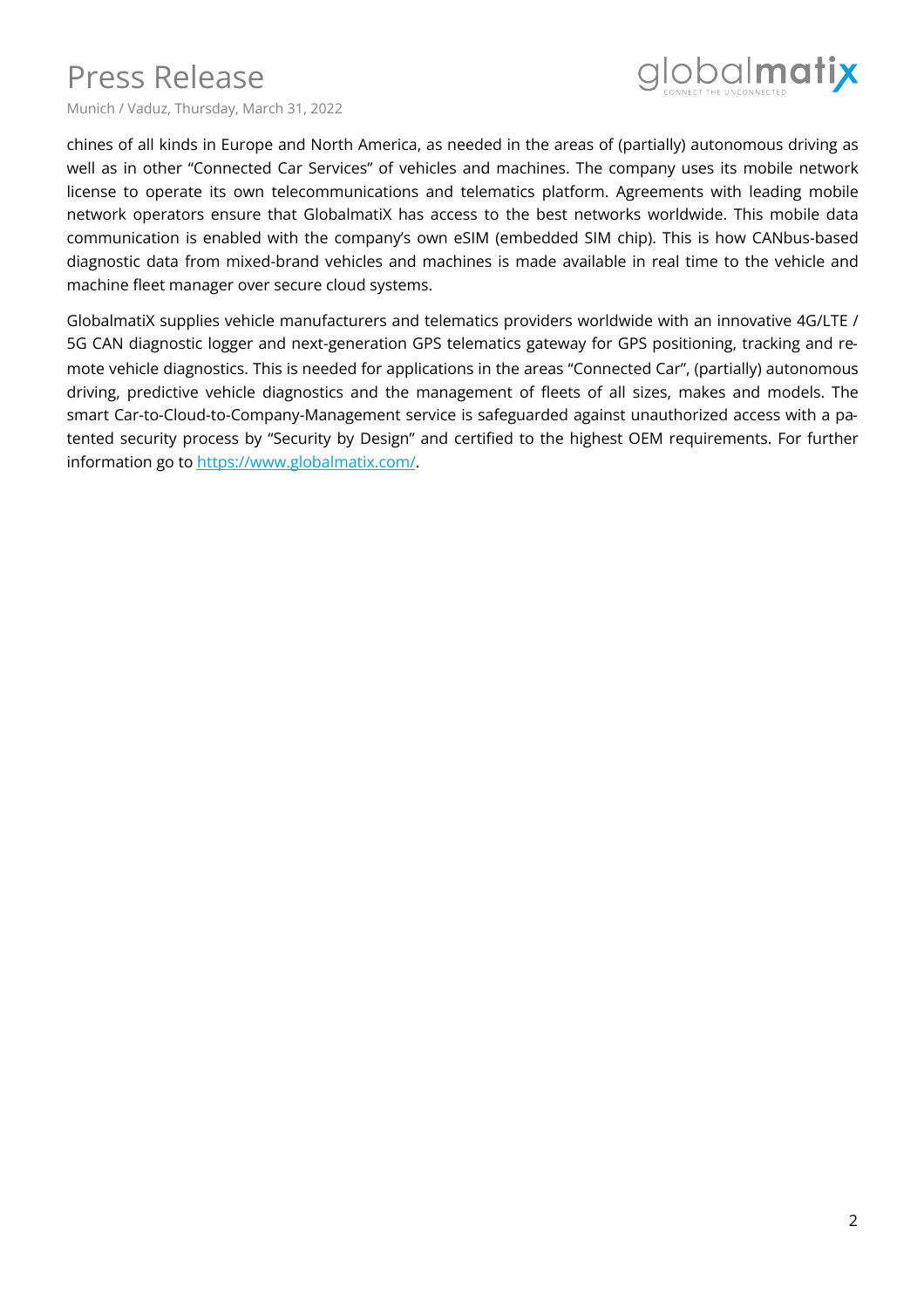chines of all kinds in Europe and North America, as needed in the areas of (partially) autonomous driving as well as in other "Connected Car Services" of vehicles and machines. The company uses its mobile network license to operate its own telecommunications and telematics platform. Agreements with leading mobile network operators ensure that GlobalmatiX has access to the best networks worldwide. This mobile data communication is enabled with the company's own eSIM (embedded SIM chip). This is how CANbus-based diagnostic data from mixed-brand vehicles and machines is made available in real time to the vehicle and machine fleet manager over secure cloud systems.

GlobalmatiX supplies vehicle manufacturers and telematics providers worldwide with an innovative 4G/LTE / 5G CAN diagnostic logger and next-generation GPS telematics gateway for GPS positioning, tracking and remote vehicle diagnostics. This is needed for applications in the areas "Connected Car", (partially) autonomous driving, predictive vehicle diagnostics and the management of fleets of all sizes, makes and models. The smart Car-to-Cloud-to-Company-Management service is safeguarded against unauthorized access with a patented security process by "Security by Design" and certified to the highest OEM requirements. For further information go to [https://www.globalmatix.com/](https://www.globalmatix.com/).